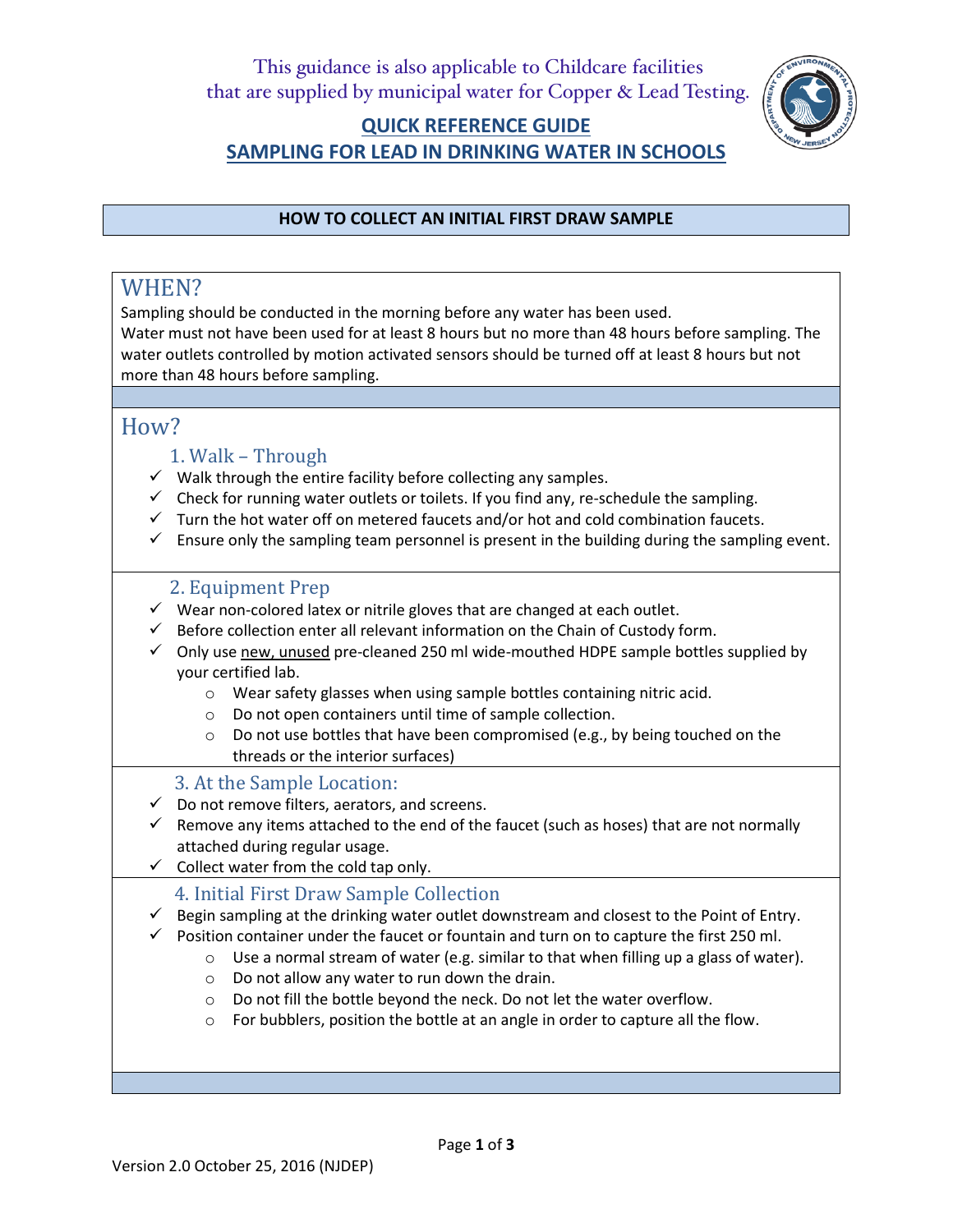This guidance is also applicable to Childcare facilities
that are supplied by municipal water for Copper & Lead Testing.

# QUICK REFERENCE GUIDE
# SAMPLING FOR LEAD IN DRINKING WATER IN SCHOOLS

## HOW TO COLLECT AN INITIAL FIRST DRAW SAMPLE

## WHEN?

Sampling should be conducted in the morning before any water has been used.
Water must not have been used for at least 8 hours but no more than 48 hours before sampling. The water outlets controlled by motion activated sensors should be turned off at least 8 hours but not more than 48 hours before sampling.

## How?

### 1. Walk – Through

- ✓ Walk through the entire facility before collecting any samples.
- ✓ Check for running water outlets or toilets. If you find any, re-schedule the sampling.
- ✓ Turn the hot water off on metered faucets and/or hot and cold combination faucets.
- ✓ Ensure only the sampling team personnel is present in the building during the sampling event.

### 2. Equipment Prep

- ✓ Wear non-colored latex or nitrile gloves that are changed at each outlet.
- ✓ Before collection enter all relevant information on the Chain of Custody form.
- ✓ Only use new, unused pre-cleaned 250 ml wide-mouthed HDPE sample bottles supplied by your certified lab.
  - Wear safety glasses when using sample bottles containing nitric acid.
  - Do not open containers until time of sample collection.
  - Do not use bottles that have been compromised (e.g., by being touched on the threads or the interior surfaces)

### 3. At the Sample Location:

- ✓ Do not remove filters, aerators, and screens.
- ✓ Remove any items attached to the end of the faucet (such as hoses) that are not normally attached during regular usage.
- ✓ Collect water from the cold tap only.

### 4. Initial First Draw Sample Collection

- ✓ Begin sampling at the drinking water outlet downstream and closest to the Point of Entry.
- ✓ Position container under the faucet or fountain and turn on to capture the first 250 ml.
  - Use a normal stream of water (e.g. similar to that when filling up a glass of water).
  - Do not allow any water to run down the drain.
  - Do not fill the bottle beyond the neck. Do not let the water overflow.
  - For bubblers, position the bottle at an angle in order to capture all the flow.

Version 2.0 October 25, 2016 (NJDEP)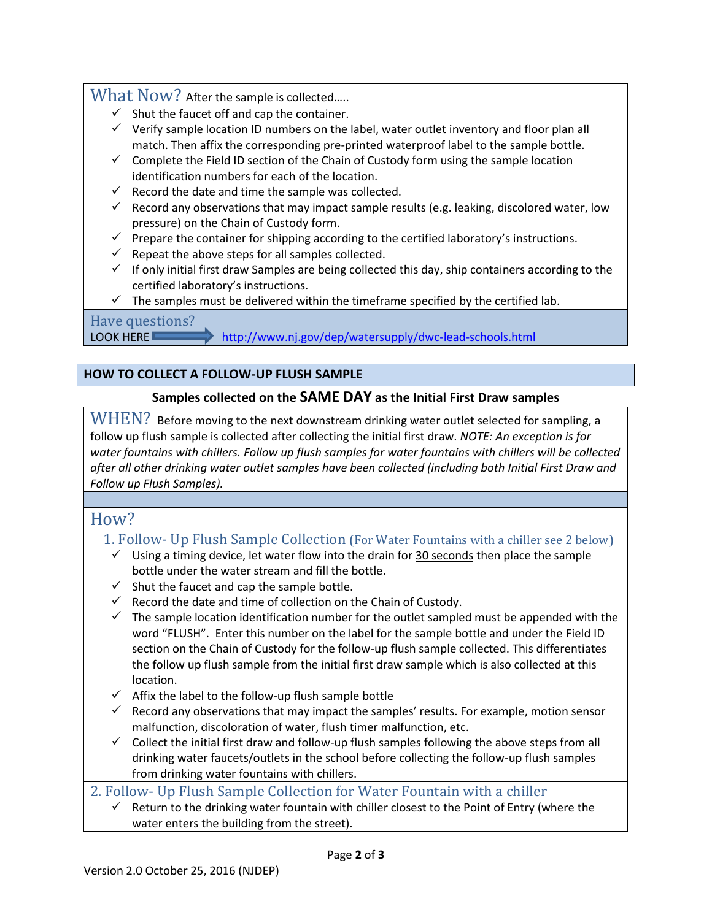## What Now? After the sample is collected…..

- ✓ Shut the faucet off and cap the container.
- ✓ Verify sample location ID numbers on the label, water outlet inventory and floor plan all match. Then affix the corresponding pre-printed waterproof label to the sample bottle.
- ✓ Complete the Field ID section of the Chain of Custody form using the sample location identification numbers for each of the location.
- ✓ Record the date and time the sample was collected.
- ✓ Record any observations that may impact sample results (e.g. leaking, discolored water, low pressure) on the Chain of Custody form.
- ✓ Prepare the container for shipping according to the certified laboratory's instructions.
- ✓ Repeat the above steps for all samples collected.
- ✓ If only initial first draw Samples are being collected this day, ship containers according to the certified laboratory's instructions.
- ✓ The samples must be delivered within the timeframe specified by the certified lab.

**Have questions?**
LOOK HERE ➡ http://www.nj.gov/dep/watersupply/dwc-lead-schools.html

## HOW TO COLLECT A FOLLOW-UP FLUSH SAMPLE

**Samples collected on the SAME DAY as the Initial First Draw samples**

**WHEN?** Before moving to the next downstream drinking water outlet selected for sampling, a follow up flush sample is collected after collecting the initial first draw. *NOTE: An exception is for water fountains with chillers. Follow up flush samples for water fountains with chillers will be collected after all other drinking water outlet samples have been collected (including both Initial First Draw and Follow up Flush Samples).*

## How?

### 1. Follow- Up Flush Sample Collection (For Water Fountains with a chiller see 2 below)

- ✓ Using a timing device, let water flow into the drain for <u>30 seconds</u> then place the sample bottle under the water stream and fill the bottle.
- ✓ Shut the faucet and cap the sample bottle.
- ✓ Record the date and time of collection on the Chain of Custody.
- ✓ The sample location identification number for the outlet sampled must be appended with the word "FLUSH". Enter this number on the label for the sample bottle and under the Field ID section on the Chain of Custody for the follow-up flush sample collected. This differentiates the follow up flush sample from the initial first draw sample which is also collected at this location.
- ✓ Affix the label to the follow-up flush sample bottle
- ✓ Record any observations that may impact the samples' results. For example, motion sensor malfunction, discoloration of water, flush timer malfunction, etc.
- ✓ Collect the initial first draw and follow-up flush samples following the above steps from all drinking water faucets/outlets in the school before collecting the follow-up flush samples from drinking water fountains with chillers.

### 2. Follow- Up Flush Sample Collection for Water Fountain with a chiller

- ✓ Return to the drinking water fountain with chiller closest to the Point of Entry (where the water enters the building from the street).

Version 2.0 October 25, 2016 (NJDEP)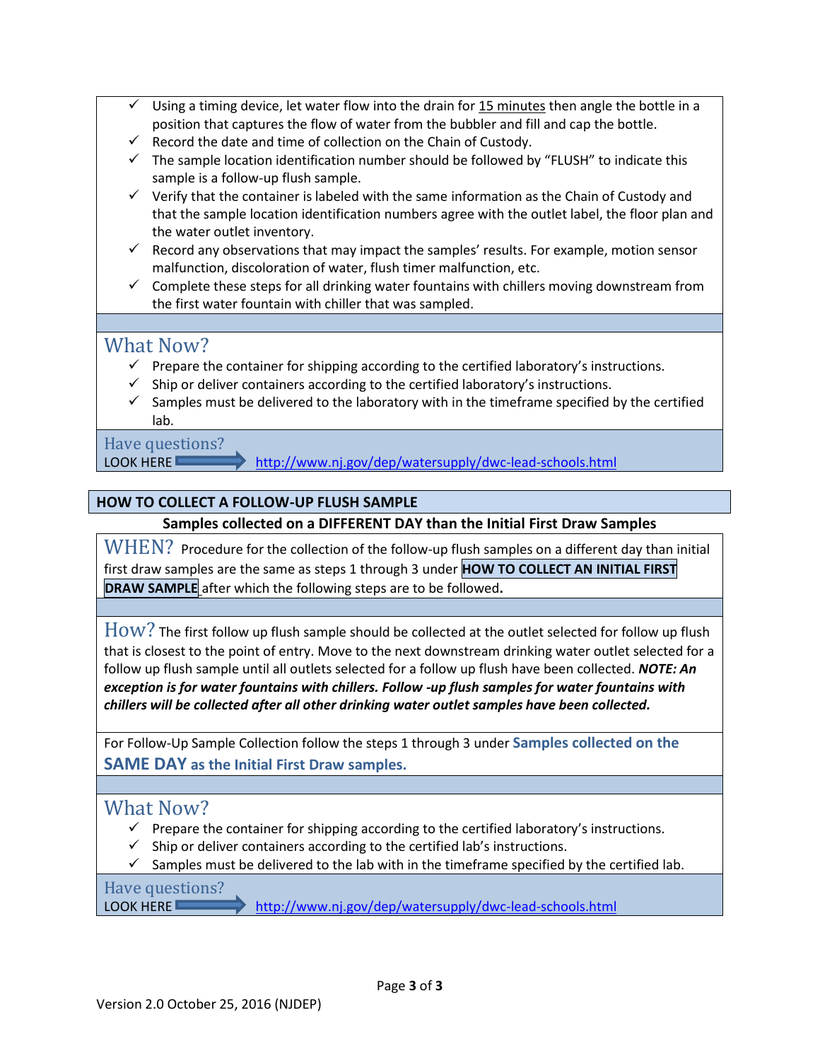- ✓ Using a timing device, let water flow into the drain for 15 minutes then angle the bottle in a position that captures the flow of water from the bubbler and fill and cap the bottle.
- ✓ Record the date and time of collection on the Chain of Custody.
- ✓ The sample location identification number should be followed by "FLUSH" to indicate this sample is a follow-up flush sample.
- ✓ Verify that the container is labeled with the same information as the Chain of Custody and that the sample location identification numbers agree with the outlet label, the floor plan and the water outlet inventory.
- ✓ Record any observations that may impact the samples' results. For example, motion sensor malfunction, discoloration of water, flush timer malfunction, etc.
- ✓ Complete these steps for all drinking water fountains with chillers moving downstream from the first water fountain with chiller that was sampled.

## What Now?

- ✓ Prepare the container for shipping according to the certified laboratory's instructions.
- ✓ Ship or deliver containers according to the certified laboratory's instructions.
- ✓ Samples must be delivered to the laboratory with in the timeframe specified by the certified lab.

### Have questions?

LOOK HERE → http://www.nj.gov/dep/watersupply/dwc-lead-schools.html

## HOW TO COLLECT A FOLLOW-UP FLUSH SAMPLE

**Samples collected on a DIFFERENT DAY than the Initial First Draw Samples**

**WHEN?** Procedure for the collection of the follow-up flush samples on a different day than initial first draw samples are the same as steps 1 through 3 under **HOW TO COLLECT AN INITIAL FIRST DRAW SAMPLE** after which the following steps are to be followed.

**How?** The first follow up flush sample should be collected at the outlet selected for follow up flush that is closest to the point of entry. Move to the next downstream drinking water outlet selected for a follow up flush sample until all outlets selected for a follow up flush have been collected. ***NOTE: An exception is for water fountains with chillers. Follow -up flush samples for water fountains with chillers will be collected after all other drinking water outlet samples have been collected.***

For Follow-Up Sample Collection follow the steps 1 through 3 under **Samples collected on the SAME DAY as the Initial First Draw samples.**

## What Now?

- ✓ Prepare the container for shipping according to the certified laboratory's instructions.
- ✓ Ship or deliver containers according to the certified lab's instructions.
- ✓ Samples must be delivered to the lab with in the timeframe specified by the certified lab.

### Have questions?

LOOK HERE → http://www.nj.gov/dep/watersupply/dwc-lead-schools.html

Version 2.0 October 25, 2016 (NJDEP)